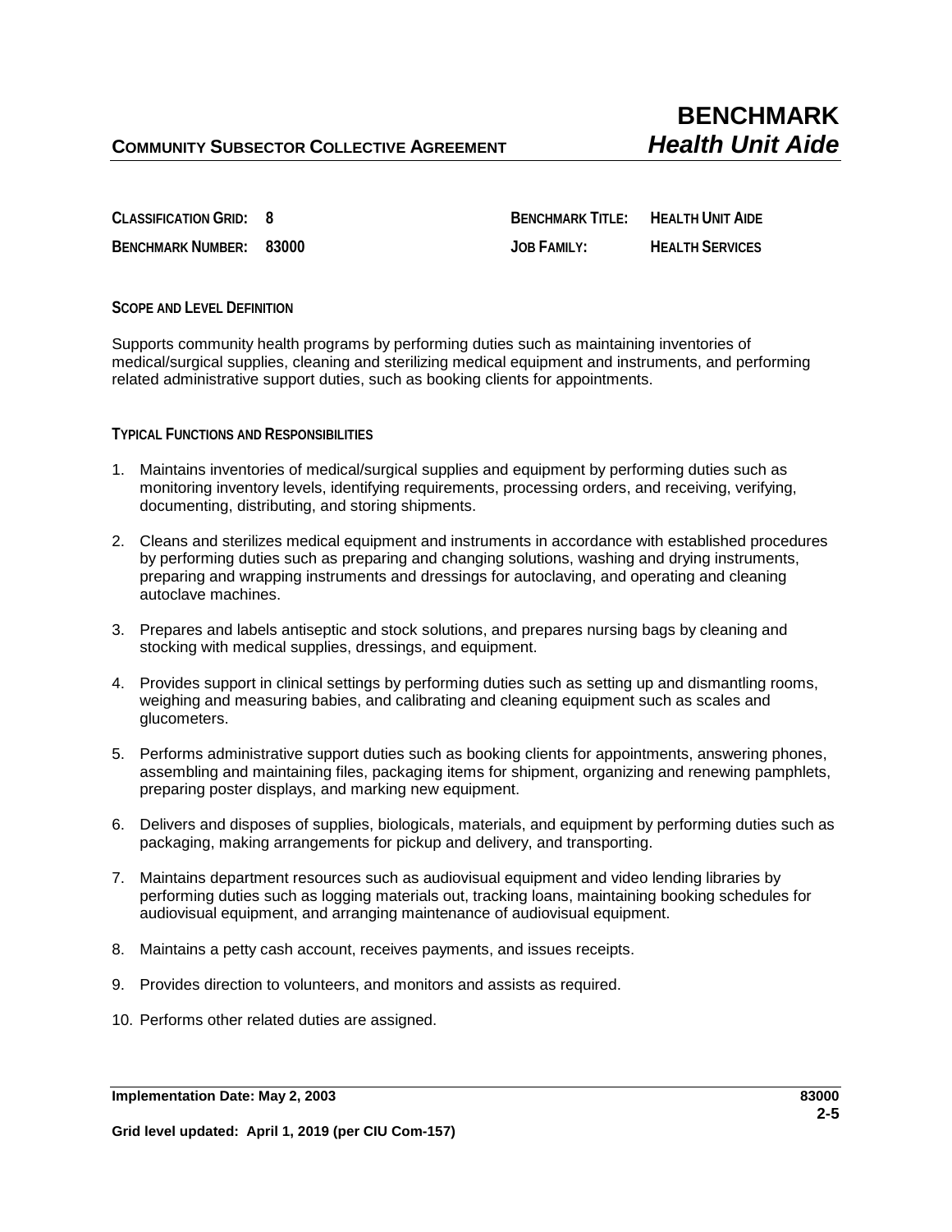# BENCHMARK

## COMMUNITY SUBSECTOR COLLECTIVE AGREEMENT — *Health Unit Aide*

**CLASSIFICATION GRID: 8**

**BENCHMARK NUMBER: 83000**

**BENCHMARK TITLE: HEALTH UNIT AIDE**

**JOB FAMILY: HEALTH SERVICES**

### SCOPE AND LEVEL DEFINITION

Supports community health programs by performing duties such as maintaining inventories of medical/surgical supplies, cleaning and sterilizing medical equipment and instruments, and performing related administrative support duties, such as booking clients for appointments.

### TYPICAL FUNCTIONS AND RESPONSIBILITIES

1. Maintains inventories of medical/surgical supplies and equipment by performing duties such as monitoring inventory levels, identifying requirements, processing orders, and receiving, verifying, documenting, distributing, and storing shipments.
2. Cleans and sterilizes medical equipment and instruments in accordance with established procedures by performing duties such as preparing and changing solutions, washing and drying instruments, preparing and wrapping instruments and dressings for autoclaving, and operating and cleaning autoclave machines.
3. Prepares and labels antiseptic and stock solutions, and prepares nursing bags by cleaning and stocking with medical supplies, dressings, and equipment.
4. Provides support in clinical settings by performing duties such as setting up and dismantling rooms, weighing and measuring babies, and calibrating and cleaning equipment such as scales and glucometers.
5. Performs administrative support duties such as booking clients for appointments, answering phones, assembling and maintaining files, packaging items for shipment, organizing and renewing pamphlets, preparing poster displays, and marking new equipment.
6. Delivers and disposes of supplies, biologicals, materials, and equipment by performing duties such as packaging, making arrangements for pickup and delivery, and transporting.
7. Maintains department resources such as audiovisual equipment and video lending libraries by performing duties such as logging materials out, tracking loans, maintaining booking schedules for audiovisual equipment, and arranging maintenance of audiovisual equipment.
8. Maintains a petty cash account, receives payments, and issues receipts.
9. Provides direction to volunteers, and monitors and assists as required.
10. Performs other related duties are assigned.

**Implementation Date: May 2, 2003**

**Grid level updated: April 1, 2019 (per CIU Com-157)**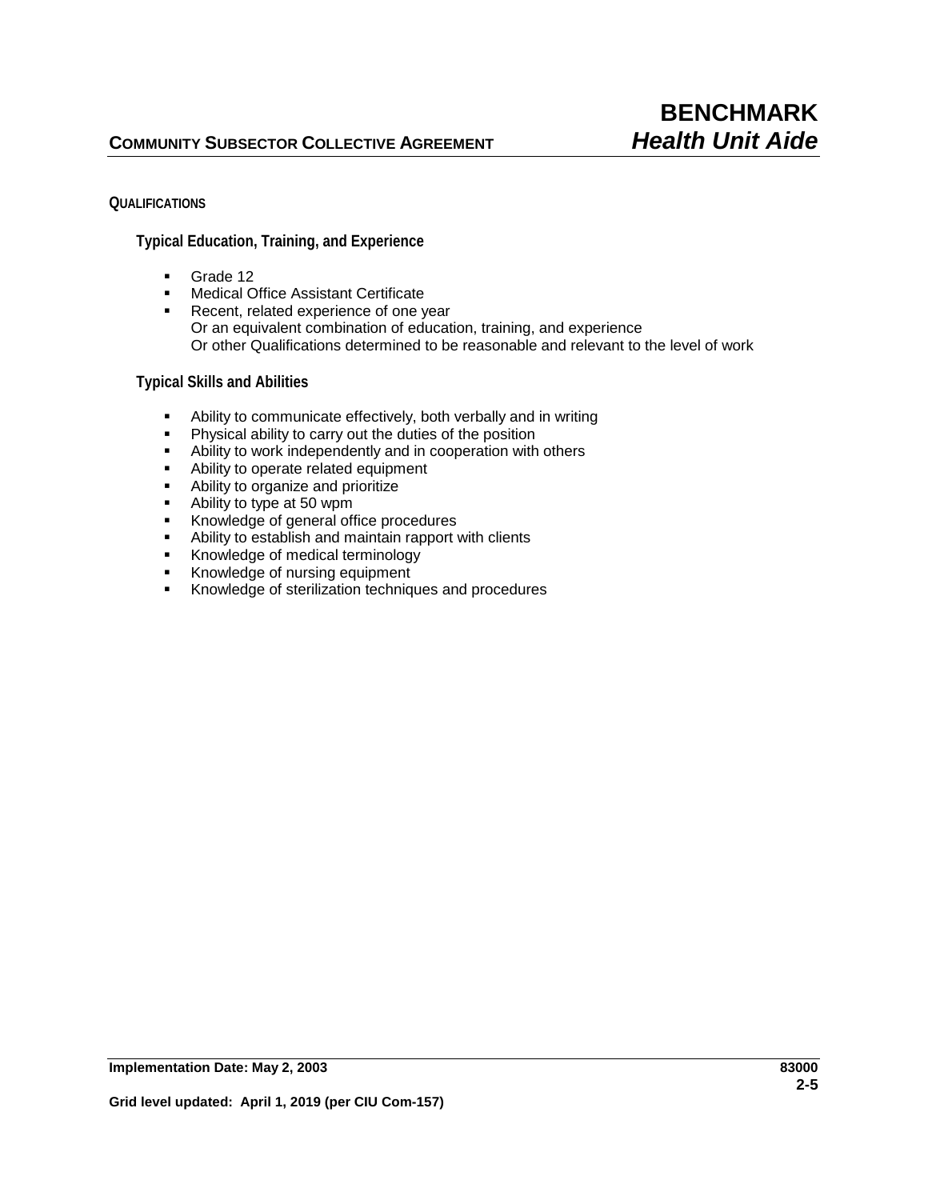## QUALIFICATIONS

### Typical Education, Training, and Experience

- Grade 12
- Medical Office Assistant Certificate
- Recent, related experience of one year

  Or an equivalent combination of education, training, and experience

  Or other Qualifications determined to be reasonable and relevant to the level of work

### Typical Skills and Abilities

- Ability to communicate effectively, both verbally and in writing
- Physical ability to carry out the duties of the position
- Ability to work independently and in cooperation with others
- Ability to operate related equipment
- Ability to organize and prioritize
- Ability to type at 50 wpm
- Knowledge of general office procedures
- Ability to establish and maintain rapport with clients
- Knowledge of medical terminology
- Knowledge of nursing equipment
- Knowledge of sterilization techniques and procedures